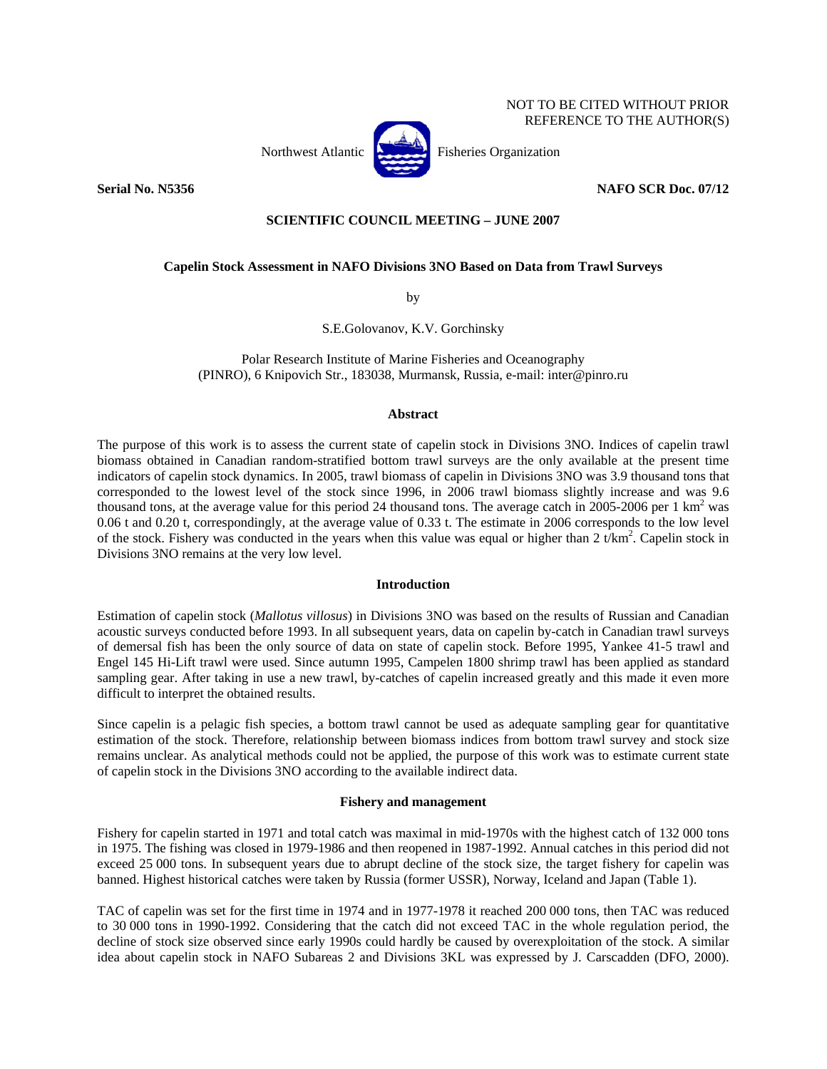NOT TO BE CITED WITHOUT PRIOR REFERENCE TO THE AUTHOR(S)

Northwest Atlantic Fisheries Organization

**Serial No. N5356** **NAFO SCR Doc. 07/12**

**SCIENTIFIC COUNCIL MEETING – JUNE 2007**

# Capelin Stock Assessment in NAFO Divisions 3NO Based on Data from Trawl Surveys

by

S.E.Golovanov, K.V. Gorchinsky

Polar Research Institute of Marine Fisheries and Oceanography (PINRO), 6 Knipovich Str., 183038, Murmansk, Russia, e-mail: inter@pinro.ru

## Abstract

The purpose of this work is to assess the current state of capelin stock in Divisions 3NO. Indices of capelin trawl biomass obtained in Canadian random-stratified bottom trawl surveys are the only available at the present time indicators of capelin stock dynamics. In 2005, trawl biomass of capelin in Divisions 3NO was 3.9 thousand tons that corresponded to the lowest level of the stock since 1996, in 2006 trawl biomass slightly increase and was 9.6 thousand tons, at the average value for this period 24 thousand tons. The average catch in 2005-2006 per 1 km$^2$ was 0.06 t and 0.20 t, correspondingly, at the average value of 0.33 t. The estimate in 2006 corresponds to the low level of the stock. Fishery was conducted in the years when this value was equal or higher than 2 t/km$^2$. Capelin stock in Divisions 3NO remains at the very low level.

## Introduction

Estimation of capelin stock (*Mallotus villosus*) in Divisions 3NO was based on the results of Russian and Canadian acoustic surveys conducted before 1993. In all subsequent years, data on capelin by-catch in Canadian trawl surveys of demersal fish has been the only source of data on state of capelin stock. Before 1995, Yankee 41-5 trawl and Engel 145 Hi-Lift trawl were used. Since autumn 1995, Campelen 1800 shrimp trawl has been applied as standard sampling gear. After taking in use a new trawl, by-catches of capelin increased greatly and this made it even more difficult to interpret the obtained results.

Since capelin is a pelagic fish species, a bottom trawl cannot be used as adequate sampling gear for quantitative estimation of the stock. Therefore, relationship between biomass indices from bottom trawl survey and stock size remains unclear. As analytical methods could not be applied, the purpose of this work was to estimate current state of capelin stock in the Divisions 3NO according to the available indirect data.

## Fishery and management

Fishery for capelin started in 1971 and total catch was maximal in mid-1970s with the highest catch of 132 000 tons in 1975. The fishing was closed in 1979-1986 and then reopened in 1987-1992. Annual catches in this period did not exceed 25 000 tons. In subsequent years due to abrupt decline of the stock size, the target fishery for capelin was banned. Highest historical catches were taken by Russia (former USSR), Norway, Iceland and Japan (Table 1).

TAC of capelin was set for the first time in 1974 and in 1977-1978 it reached 200 000 tons, then TAC was reduced to 30 000 tons in 1990-1992. Considering that the catch did not exceed TAC in the whole regulation period, the decline of stock size observed since early 1990s could hardly be caused by overexploitation of the stock. A similar idea about capelin stock in NAFO Subareas 2 and Divisions 3KL was expressed by J. Carscadden (DFO, 2000).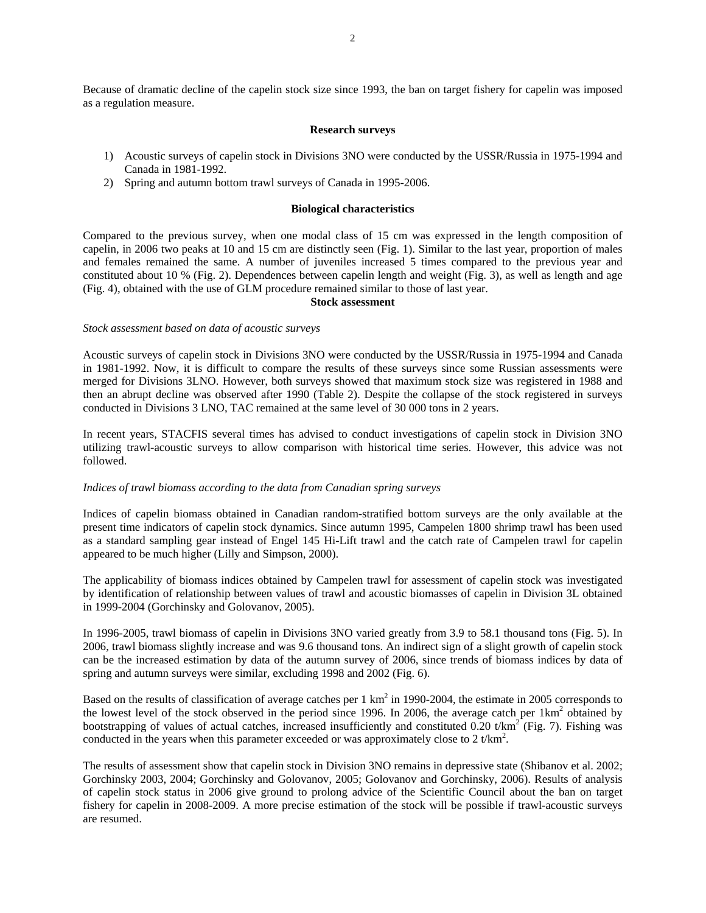Because of dramatic decline of the capelin stock size since 1993, the ban on target fishery for capelin was imposed as a regulation measure.

### Research surveys

1) Acoustic surveys of capelin stock in Divisions 3NO were conducted by the USSR/Russia in 1975-1994 and Canada in 1981-1992.
2) Spring and autumn bottom trawl surveys of Canada in 1995-2006.

### Biological characteristics

Compared to the previous survey, when one modal class of 15 cm was expressed in the length composition of capelin, in 2006 two peaks at 10 and 15 cm are distinctly seen (Fig. 1). Similar to the last year, proportion of males and females remained the same. A number of juveniles increased 5 times compared to the previous year and constituted about 10 % (Fig. 2). Dependences between capelin length and weight (Fig. 3), as well as length and age (Fig. 4), obtained with the use of GLM procedure remained similar to those of last year.

### Stock assessment

*Stock assessment based on data of acoustic surveys*

Acoustic surveys of capelin stock in Divisions 3NO were conducted by the USSR/Russia in 1975-1994 and Canada in 1981-1992. Now, it is difficult to compare the results of these surveys since some Russian assessments were merged for Divisions 3LNO. However, both surveys showed that maximum stock size was registered in 1988 and then an abrupt decline was observed after 1990 (Table 2). Despite the collapse of the stock registered in surveys conducted in Divisions 3 LNO, TAC remained at the same level of 30 000 tons in 2 years.

In recent years, STACFIS several times has advised to conduct investigations of capelin stock in Division 3NO utilizing trawl-acoustic surveys to allow comparison with historical time series. However, this advice was not followed.

*Indices of trawl biomass according to the data from Canadian spring surveys*

Indices of capelin biomass obtained in Canadian random-stratified bottom surveys are the only available at the present time indicators of capelin stock dynamics. Since autumn 1995, Campelen 1800 shrimp trawl has been used as a standard sampling gear instead of Engel 145 Hi-Lift trawl and the catch rate of Campelen trawl for capelin appeared to be much higher (Lilly and Simpson, 2000).

The applicability of biomass indices obtained by Campelen trawl for assessment of capelin stock was investigated by identification of relationship between values of trawl and acoustic biomasses of capelin in Division 3L obtained in 1999-2004 (Gorchinsky and Golovanov, 2005).

In 1996-2005, trawl biomass of capelin in Divisions 3NO varied greatly from 3.9 to 58.1 thousand tons (Fig. 5). In 2006, trawl biomass slightly increase and was 9.6 thousand tons. An indirect sign of a slight growth of capelin stock can be the increased estimation by data of the autumn survey of 2006, since trends of biomass indices by data of spring and autumn surveys were similar, excluding 1998 and 2002 (Fig. 6).

Based on the results of classification of average catches per 1 $km^2$ in 1990-2004, the estimate in 2005 corresponds to the lowest level of the stock observed in the period since 1996. In 2006, the average catch per 1$km^2$ obtained by bootstrapping of values of actual catches, increased insufficiently and constituted 0.20 $t/km^2$ (Fig. 7). Fishing was conducted in the years when this parameter exceeded or was approximately close to 2 $t/km^2$.

The results of assessment show that capelin stock in Division 3NO remains in depressive state (Shibanov et al. 2002; Gorchinsky 2003, 2004; Gorchinsky and Golovanov, 2005; Golovanov and Gorchinsky, 2006). Results of analysis of capelin stock status in 2006 give ground to prolong advice of the Scientific Council about the ban on target fishery for capelin in 2008-2009. A more precise estimation of the stock will be possible if trawl-acoustic surveys are resumed.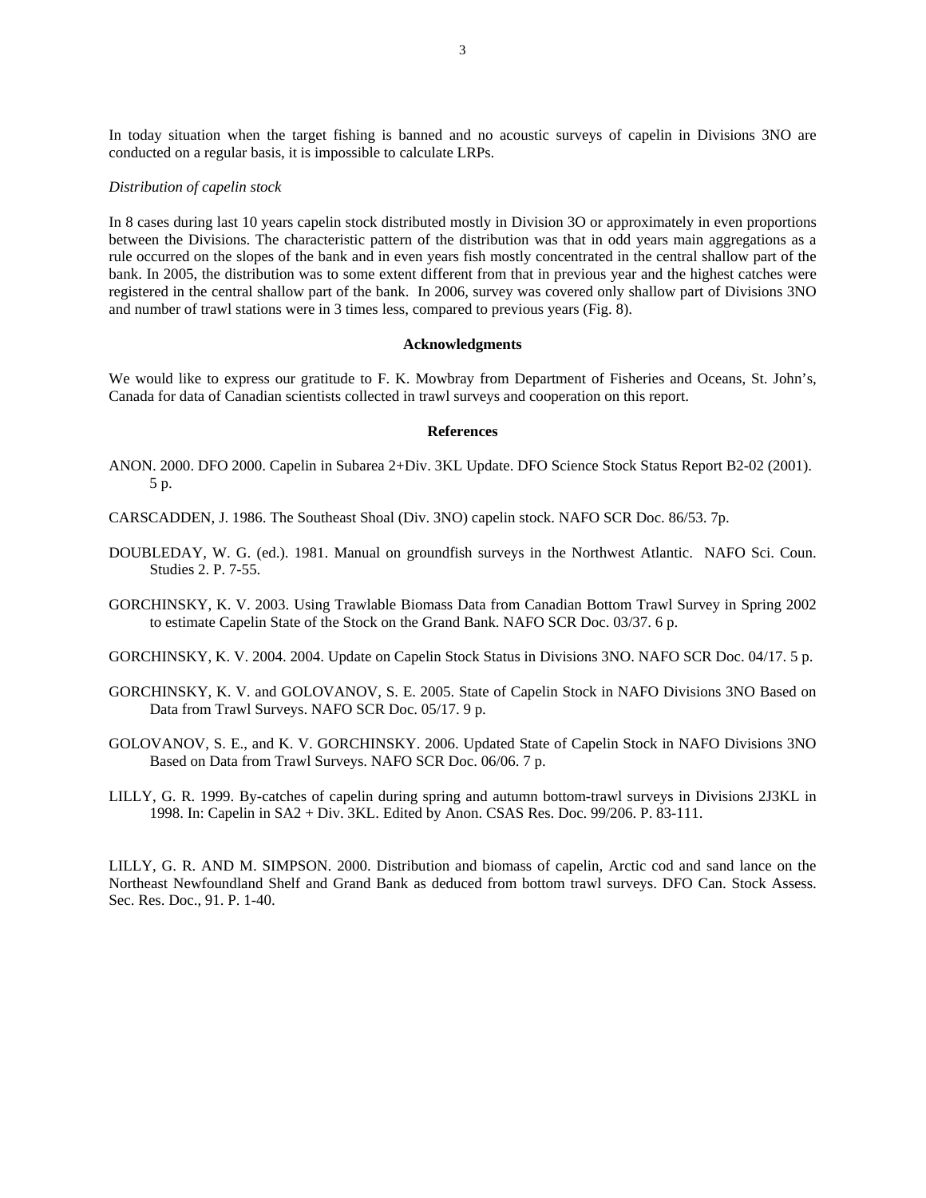In today situation when the target fishing is banned and no acoustic surveys of capelin in Divisions 3NO are conducted on a regular basis, it is impossible to calculate LRPs.

*Distribution of capelin stock*

In 8 cases during last 10 years capelin stock distributed mostly in Division 3O or approximately in even proportions between the Divisions. The characteristic pattern of the distribution was that in odd years main aggregations as a rule occurred on the slopes of the bank and in even years fish mostly concentrated in the central shallow part of the bank. In 2005, the distribution was to some extent different from that in previous year and the highest catches were registered in the central shallow part of the bank. In 2006, survey was covered only shallow part of Divisions 3NO and number of trawl stations were in 3 times less, compared to previous years (Fig. 8).

## Acknowledgments

We would like to express our gratitude to F. K. Mowbray from Department of Fisheries and Oceans, St. John's, Canada for data of Canadian scientists collected in trawl surveys and cooperation on this report.

## References

ANON. 2000. DFO 2000. Capelin in Subarea 2+Div. 3KL Update. DFO Science Stock Status Report B2-02 (2001). 5 p.

CARSCADDEN, J. 1986. The Southeast Shoal (Div. 3NO) capelin stock. NAFO SCR Doc. 86/53. 7p.

DOUBLEDAY, W. G. (ed.). 1981. Manual on groundfish surveys in the Northwest Atlantic. NAFO Sci. Coun. Studies 2. P. 7-55.

GORCHINSKY, K. V. 2003. Using Trawlable Biomass Data from Canadian Bottom Trawl Survey in Spring 2002 to estimate Capelin State of the Stock on the Grand Bank. NAFO SCR Doc. 03/37. 6 p.

GORCHINSKY, K. V. 2004. 2004. Update on Capelin Stock Status in Divisions 3NO. NAFO SCR Doc. 04/17. 5 p.

GORCHINSKY, K. V. and GOLOVANOV, S. E. 2005. State of Capelin Stock in NAFO Divisions 3NO Based on Data from Trawl Surveys. NAFO SCR Doc. 05/17. 9 p.

GOLOVANOV, S. E., and K. V. GORCHINSKY. 2006. Updated State of Capelin Stock in NAFO Divisions 3NO Based on Data from Trawl Surveys. NAFO SCR Doc. 06/06. 7 p.

LILLY, G. R. 1999. By-catches of capelin during spring and autumn bottom-trawl surveys in Divisions 2J3KL in 1998. In: Capelin in SA2 + Div. 3KL. Edited by Anon. CSAS Res. Doc. 99/206. P. 83-111.

LILLY, G. R. AND M. SIMPSON. 2000. Distribution and biomass of capelin, Arctic cod and sand lance on the Northeast Newfoundland Shelf and Grand Bank as deduced from bottom trawl surveys. DFO Can. Stock Assess. Sec. Res. Doc., 91. P. 1-40.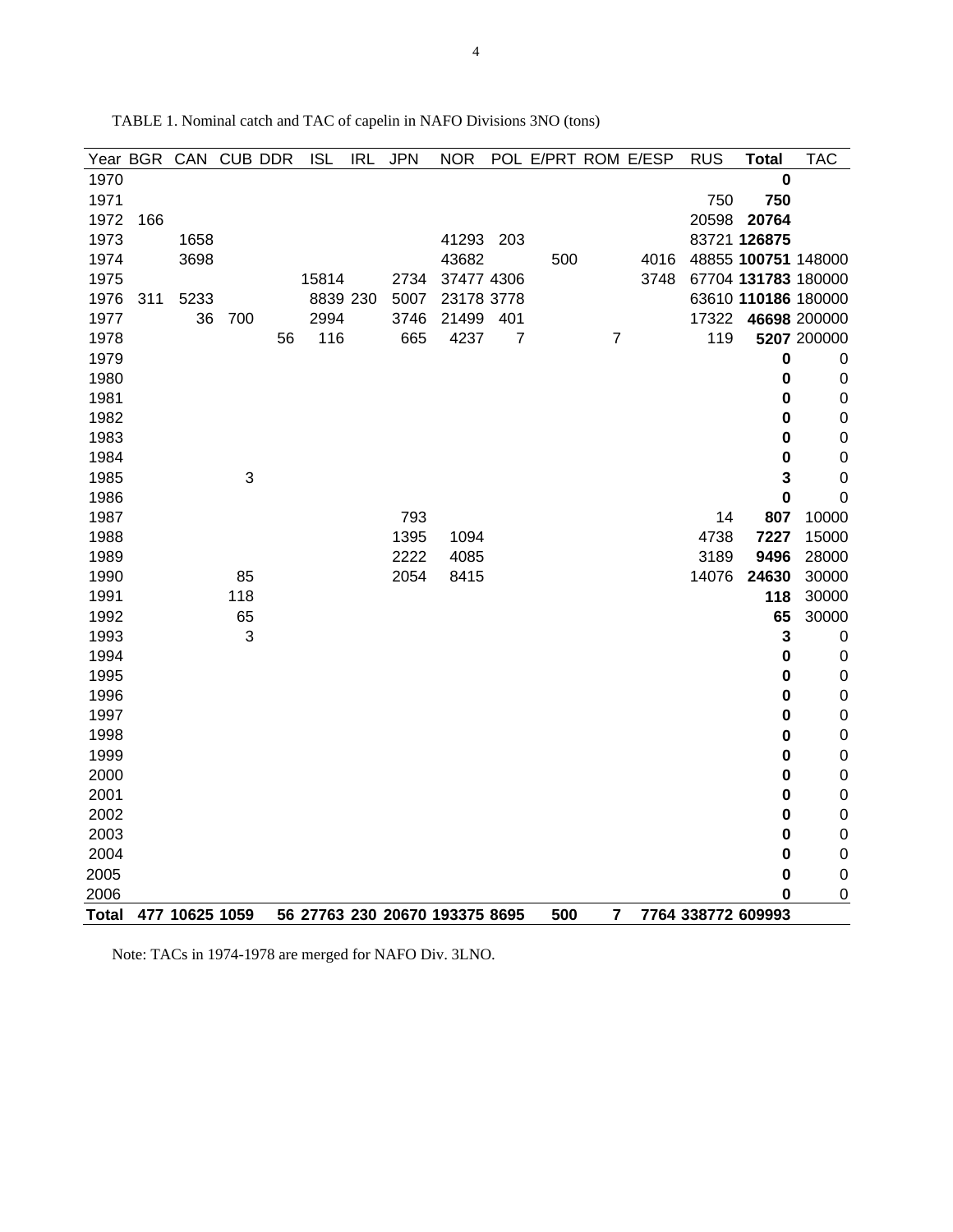TABLE 1. Nominal catch and TAC of capelin in NAFO Divisions 3NO (tons)

| Year | BGR | CAN | CUB | DDR | ISL | IRL | JPN | NOR | POL | E/PRT | ROM | E/ESP | RUS | Total | TAC |
|---|---|---|---|---|---|---|---|---|---|---|---|---|---|---|---|
| 1970 | | | | | | | | | | | | | | **0** | |
| 1971 | | | | | | | | | | | | | 750 | **750** | |
| 1972 | 166 | | | | | | | | | | | | 20598 | **20764** | |
| 1973 | | 1658 | | | | | | 41293 | 203 | | | | 83721 | **126875** | |
| 1974 | | 3698 | | | | | | 43682 | | 500 | | 4016 | 48855 | **100751** | 148000 |
| 1975 | | | | | 15814 | | 2734 | 37477 | 4306 | | | 3748 | 67704 | **131783** | 180000 |
| 1976 | 311 | 5233 | | | 8839 | 230 | 5007 | 23178 | 3778 | | | | 63610 | **110186** | 180000 |
| 1977 | | 36 | 700 | | 2994 | | 3746 | 21499 | 401 | | | | 17322 | **46698** | 200000 |
| 1978 | | | | 56 | 116 | | 665 | 4237 | 7 | | 7 | | 119 | **5207** | 200000 |
| 1979 | | | | | | | | | | | | | | **0** | 0 |
| 1980 | | | | | | | | | | | | | | **0** | 0 |
| 1981 | | | | | | | | | | | | | | **0** | 0 |
| 1982 | | | | | | | | | | | | | | **0** | 0 |
| 1983 | | | | | | | | | | | | | | **0** | 0 |
| 1984 | | | | | | | | | | | | | | **0** | 0 |
| 1985 | | | 3 | | | | | | | | | | | **3** | 0 |
| 1986 | | | | | | | | | | | | | | **0** | 0 |
| 1987 | | | | | | | 793 | | | | | | 14 | **807** | 10000 |
| 1988 | | | | | | | 1395 | 1094 | | | | | 4738 | **7227** | 15000 |
| 1989 | | | | | | | 2222 | 4085 | | | | | 3189 | **9496** | 28000 |
| 1990 | | | 85 | | | | 2054 | 8415 | | | | | 14076 | **24630** | 30000 |
| 1991 | | | 118 | | | | | | | | | | | **118** | 30000 |
| 1992 | | | 65 | | | | | | | | | | | **65** | 30000 |
| 1993 | | | 3 | | | | | | | | | | | **3** | 0 |
| 1994 | | | | | | | | | | | | | | **0** | 0 |
| 1995 | | | | | | | | | | | | | | **0** | 0 |
| 1996 | | | | | | | | | | | | | | **0** | 0 |
| 1997 | | | | | | | | | | | | | | **0** | 0 |
| 1998 | | | | | | | | | | | | | | **0** | 0 |
| 1999 | | | | | | | | | | | | | | **0** | 0 |
| 2000 | | | | | | | | | | | | | | **0** | 0 |
| 2001 | | | | | | | | | | | | | | **0** | 0 |
| 2002 | | | | | | | | | | | | | | **0** | 0 |
| 2003 | | | | | | | | | | | | | | **0** | 0 |
| 2004 | | | | | | | | | | | | | | **0** | 0 |
| 2005 | | | | | | | | | | | | | | **0** | 0 |
| 2006 | | | | | | | | | | | | | | **0** | 0 |
| **Total** | **477** | **10625** | **1059** | **56** | **27763** | **230** | **20670** | **193375** | **8695** | **500** | **7** | **7764** | **338772** | **609993** | |

Note: TACs in 1974-1978 are merged for NAFO Div. 3LNO.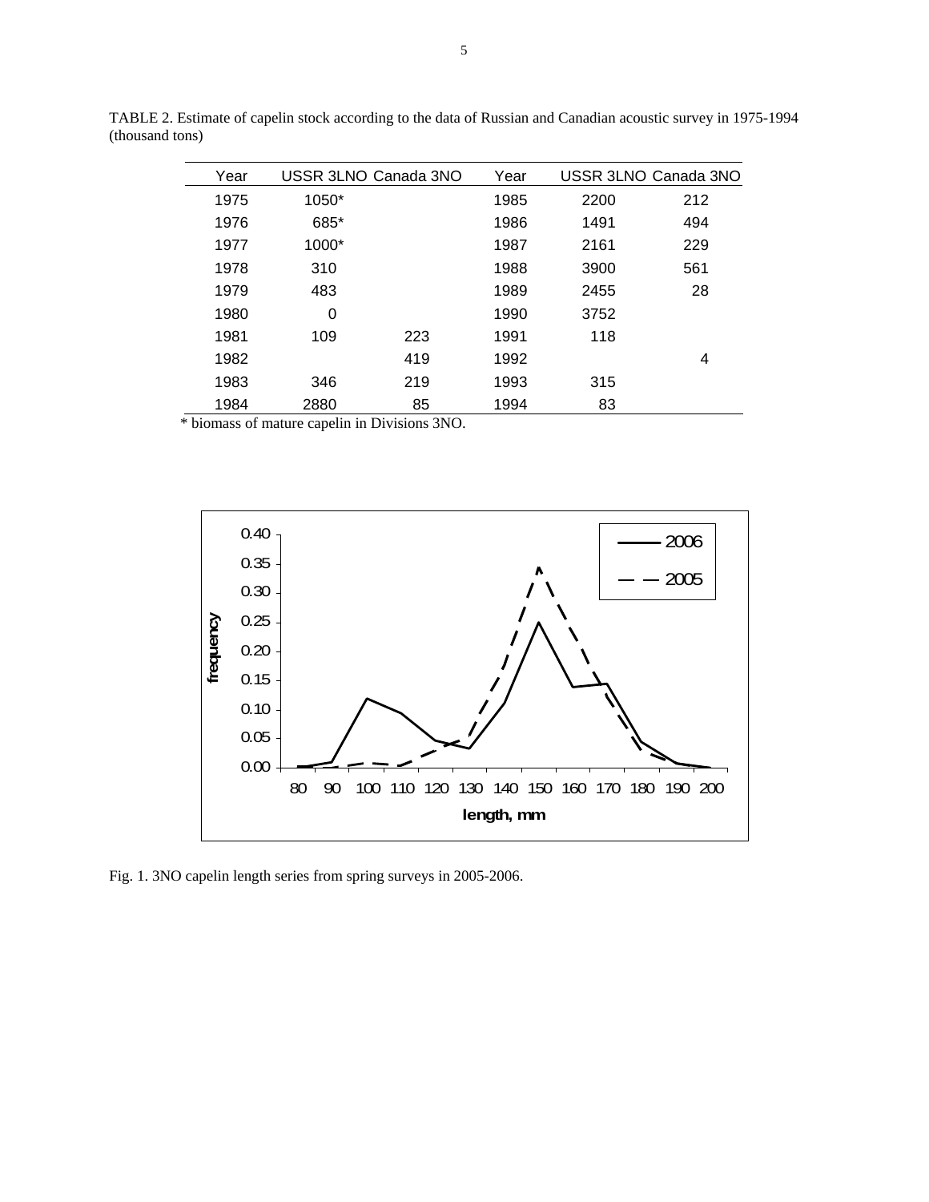TABLE 2. Estimate of capelin stock according to the data of Russian and Canadian acoustic survey in 1975-1994 (thousand tons)

| Year | USSR 3LNO | Canada 3NO | Year | USSR 3LNO | Canada 3NO |
|---|---|---|---|---|---|
| 1975 | 1050* | | 1985 | 2200 | 212 |
| 1976 | 685* | | 1986 | 1491 | 494 |
| 1977 | 1000* | | 1987 | 2161 | 229 |
| 1978 | 310 | | 1988 | 3900 | 561 |
| 1979 | 483 | | 1989 | 2455 | 28 |
| 1980 | 0 | | 1990 | 3752 | |
| 1981 | 109 | 223 | 1991 | 118 | |
| 1982 | | 419 | 1992 | | 4 |
| 1983 | 346 | 219 | 1993 | 315 | |
| 1984 | 2880 | 85 | 1994 | 83 | |

* biomass of mature capelin in Divisions 3NO.

Fig. 1. 3NO capelin length series from spring surveys in 2005-2006.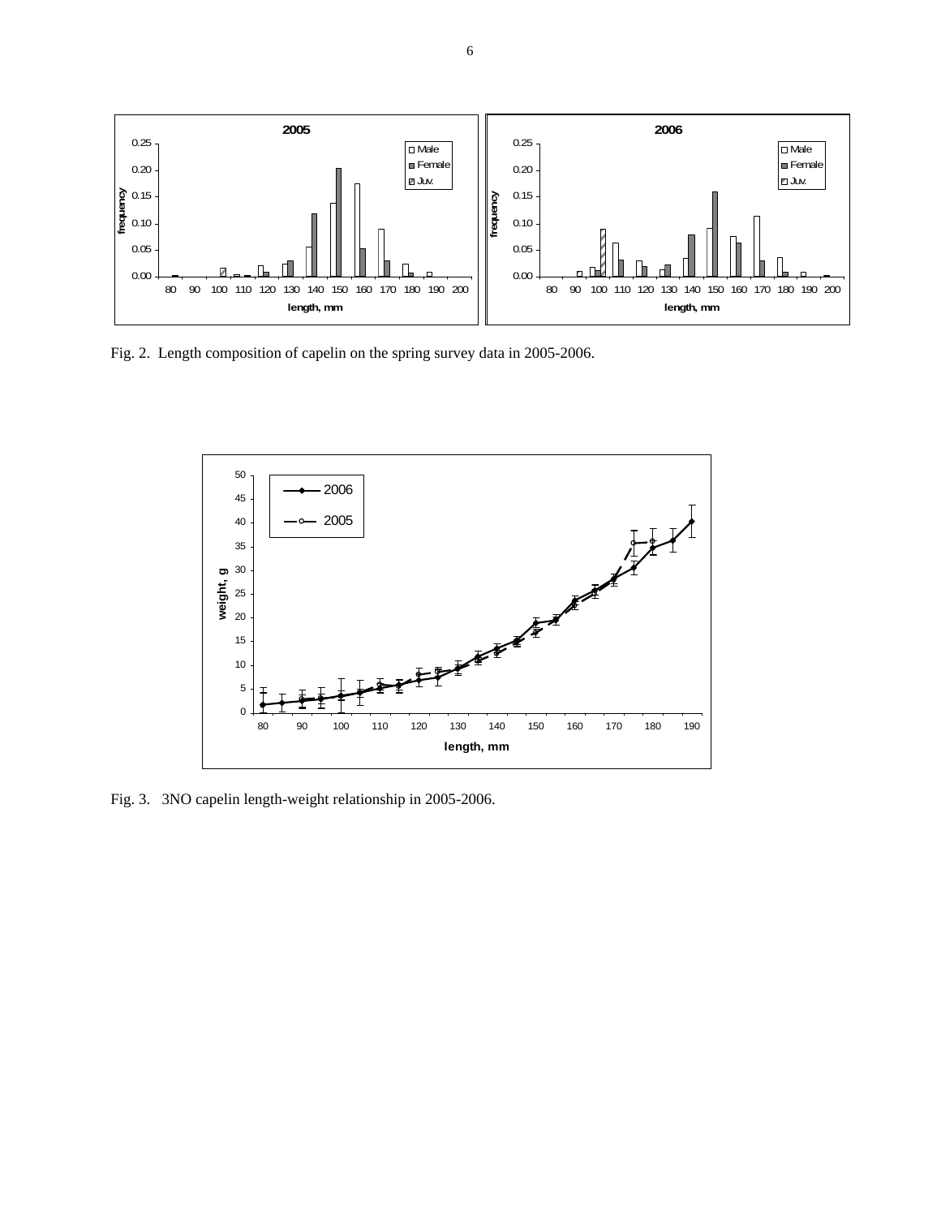Fig. 2. Length composition of capelin on the spring survey data in 2005-2006.

Fig. 3. 3NO capelin length-weight relationship in 2005-2006.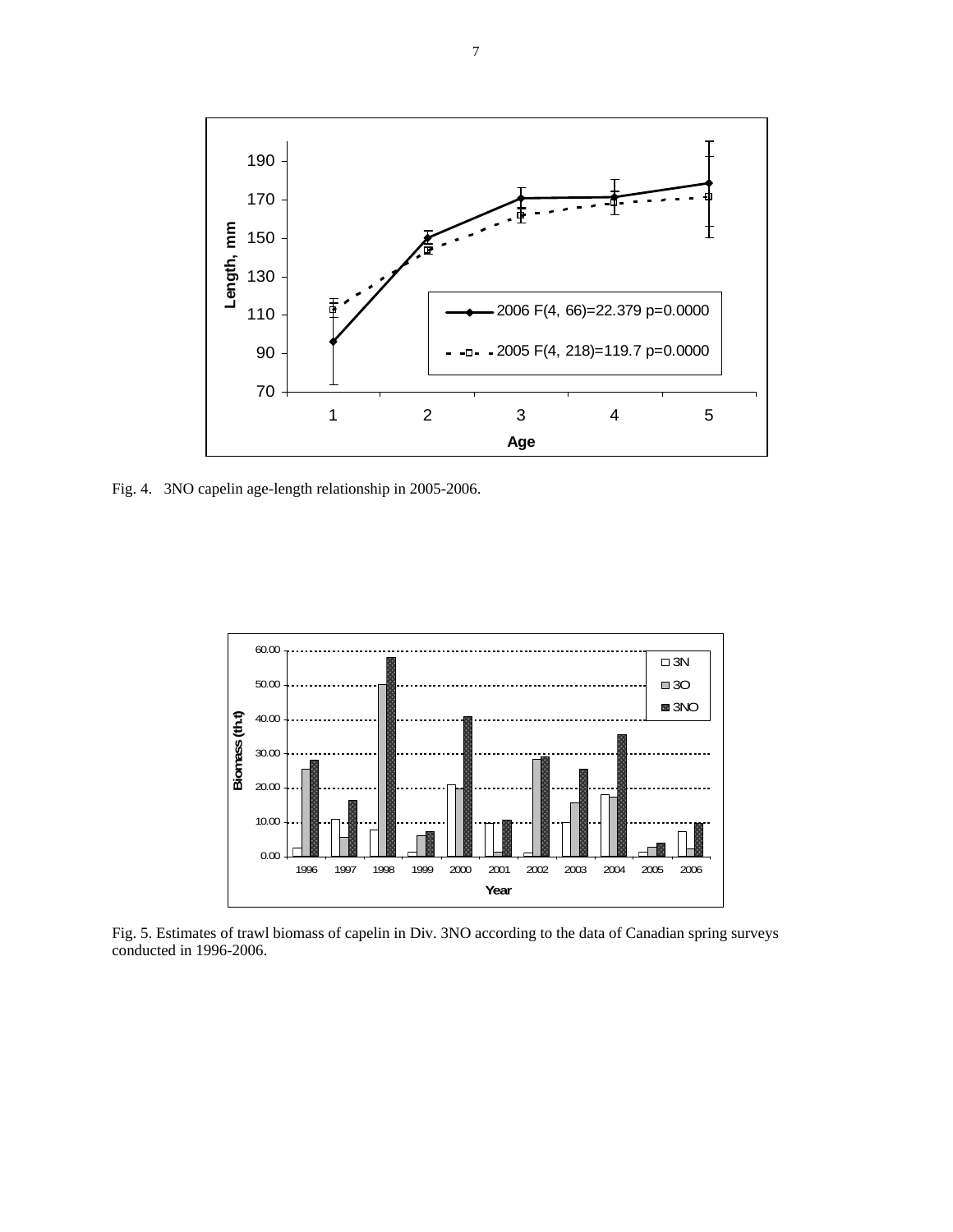Fig. 4. 3NO capelin age-length relationship in 2005-2006.

Fig. 5. Estimates of trawl biomass of capelin in Div. 3NO according to the data of Canadian spring surveys conducted in 1996-2006.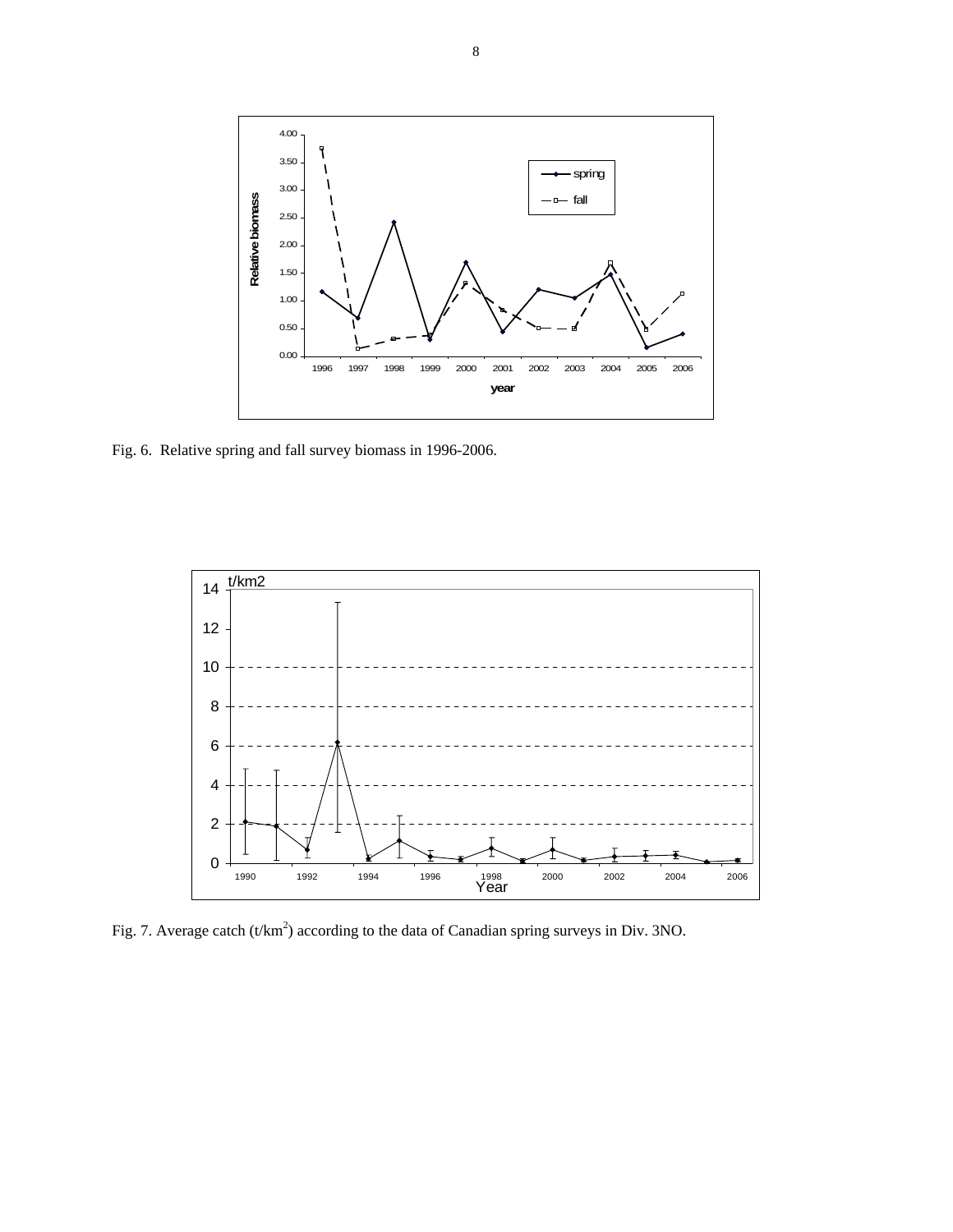Fig. 6. Relative spring and fall survey biomass in 1996-2006.

Fig. 7. Average catch (t/km$^2$) according to the data of Canadian spring surveys in Div. 3NO.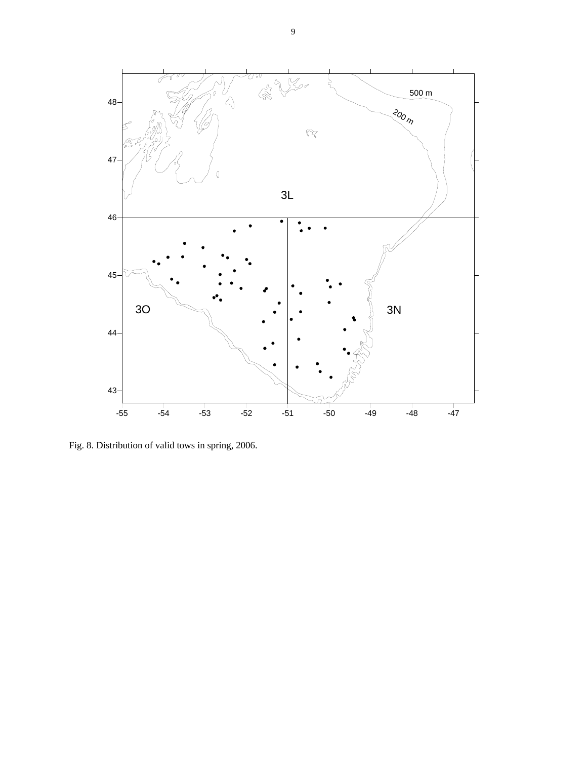500 m

200 m

3L

3O

3N

48

47

46

45

44

43

-55 -54 -53 -52 -51 -50 -49 -48 -47

Fig. 8. Distribution of valid tows in spring, 2006.